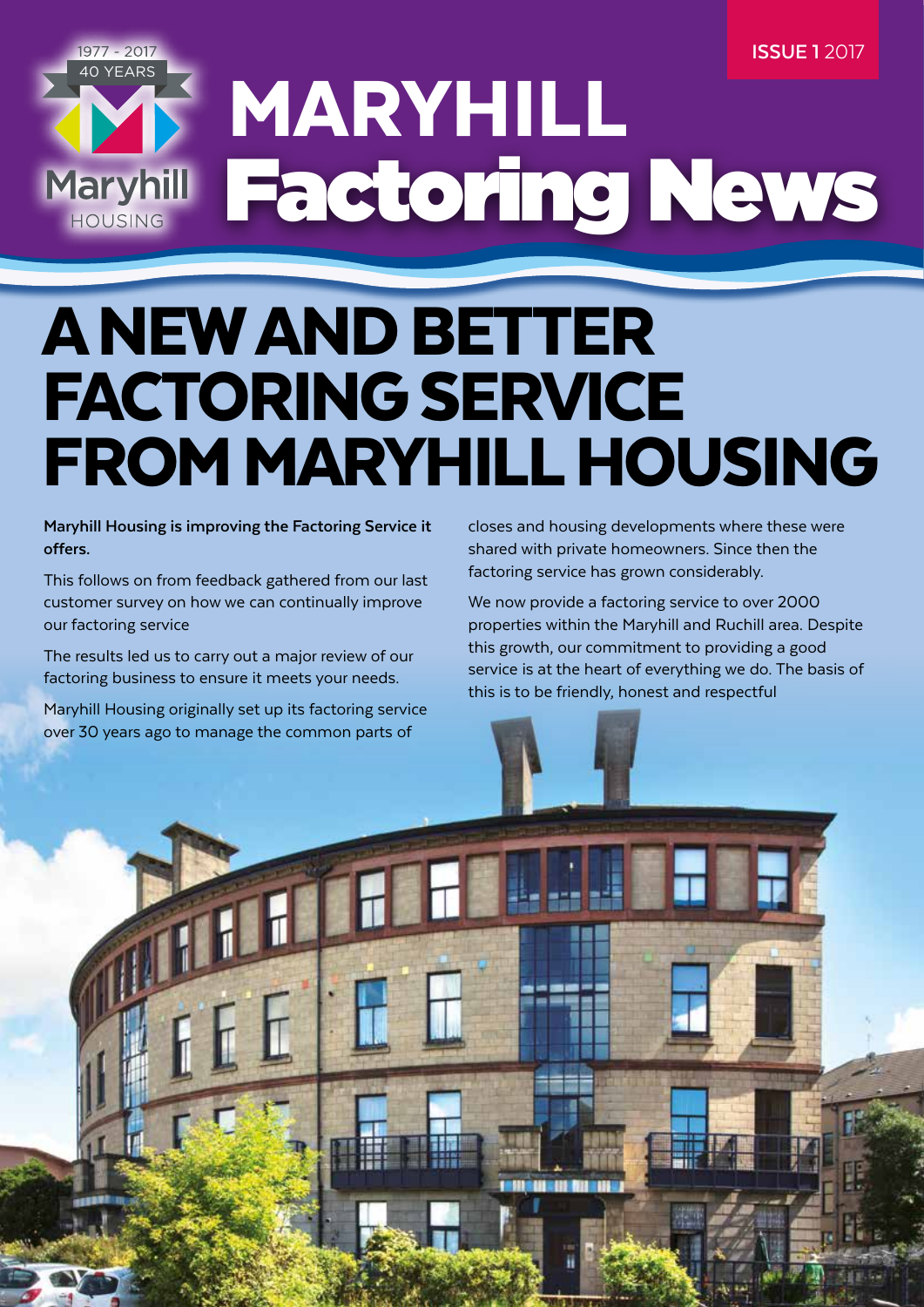1977 - 2017
40 YEARS

Maryhill HOUSING

ISSUE 1 2017

# MARYHILL Factoring News

## A NEW AND BETTER FACTORING SERVICE FROM MARYHILL HOUSING

**Maryhill Housing is improving the Factoring Service it offers.**

This follows on from feedback gathered from our last customer survey on how we can continually improve our factoring service

The results led us to carry out a major review of our factoring business to ensure it meets your needs.

Maryhill Housing originally set up its factoring service over 30 years ago to manage the common parts of closes and housing developments where these were shared with private homeowners. Since then the factoring service has grown considerably.

We now provide a factoring service to over 2000 properties within the Maryhill and Ruchill area. Despite this growth, our commitment to providing a good service is at the heart of everything we do. The basis of this is to be friendly, honest and respectful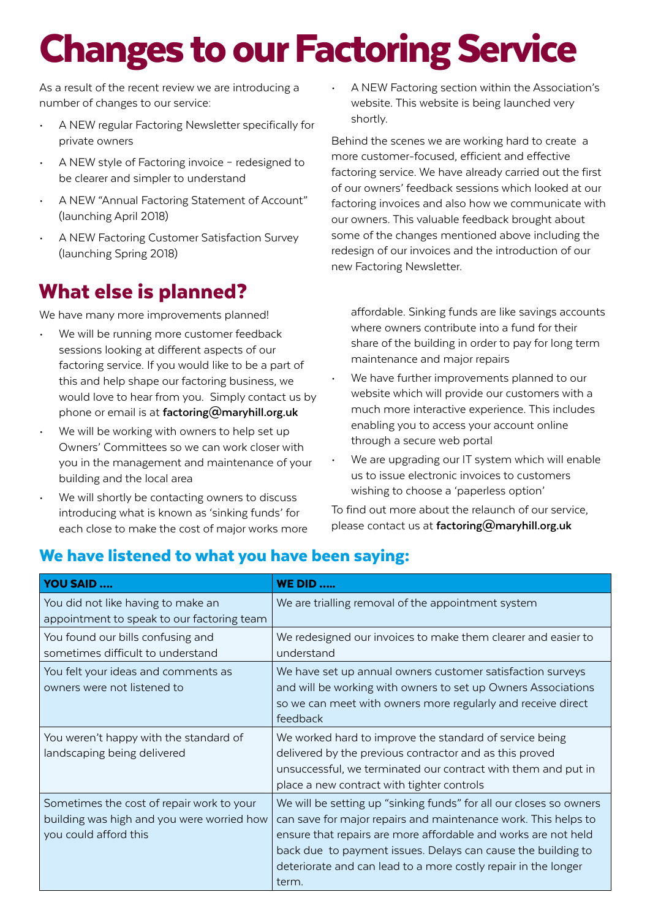# Changes to our Factoring Service

As a result of the recent review we are introducing a number of changes to our service:

- A NEW regular Factoring Newsletter specifically for private owners
- A NEW style of Factoring invoice – redesigned to be clearer and simpler to understand
- A NEW "Annual Factoring Statement of Account" (launching April 2018)
- A NEW Factoring Customer Satisfaction Survey (launching Spring 2018)
- A NEW Factoring section within the Association's website. This website is being launched very shortly.

Behind the scenes we are working hard to create a more customer-focused, efficient and effective factoring service. We have already carried out the first of our owners' feedback sessions which looked at our factoring invoices and also how we communicate with our owners. This valuable feedback brought about some of the changes mentioned above including the redesign of our invoices and the introduction of our new Factoring Newsletter.

## What else is planned?

We have many more improvements planned!

- We will be running more customer feedback sessions looking at different aspects of our factoring service. If you would like to be a part of this and help shape our factoring business, we would love to hear from you. Simply contact us by phone or email is at **factoring@maryhill.org.uk**
- We will be working with owners to help set up Owners' Committees so we can work closer with you in the management and maintenance of your building and the local area
- We will shortly be contacting owners to discuss introducing what is known as 'sinking funds' for each close to make the cost of major works more affordable. Sinking funds are like savings accounts where owners contribute into a fund for their share of the building in order to pay for long term maintenance and major repairs
- We have further improvements planned to our website which will provide our customers with a much more interactive experience. This includes enabling you to access your account online through a secure web portal
- We are upgrading our IT system which will enable us to issue electronic invoices to customers wishing to choose a 'paperless option'

To find out more about the relaunch of our service, please contact us at **factoring@maryhill.org.uk**

## We have listened to what you have been saying:

| YOU SAID .... | WE DID ..... |
|---|---|
| You did not like having to make an appointment to speak to our factoring team | We are trialling removal of the appointment system |
| You found our bills confusing and sometimes difficult to understand | We redesigned our invoices to make them clearer and easier to understand |
| You felt your ideas and comments as owners were not listened to | We have set up annual owners customer satisfaction surveys and will be working with owners to set up Owners Associations so we can meet with owners more regularly and receive direct feedback |
| You weren't happy with the standard of landscaping being delivered | We worked hard to improve the standard of service being delivered by the previous contractor and as this proved unsuccessful, we terminated our contract with them and put in place a new contract with tighter controls |
| Sometimes the cost of repair work to your building was high and you were worried how you could afford this | We will be setting up "sinking funds" for all our closes so owners can save for major repairs and maintenance work. This helps to ensure that repairs are more affordable and works are not held back due to payment issues. Delays can cause the building to deteriorate and can lead to a more costly repair in the longer term. |